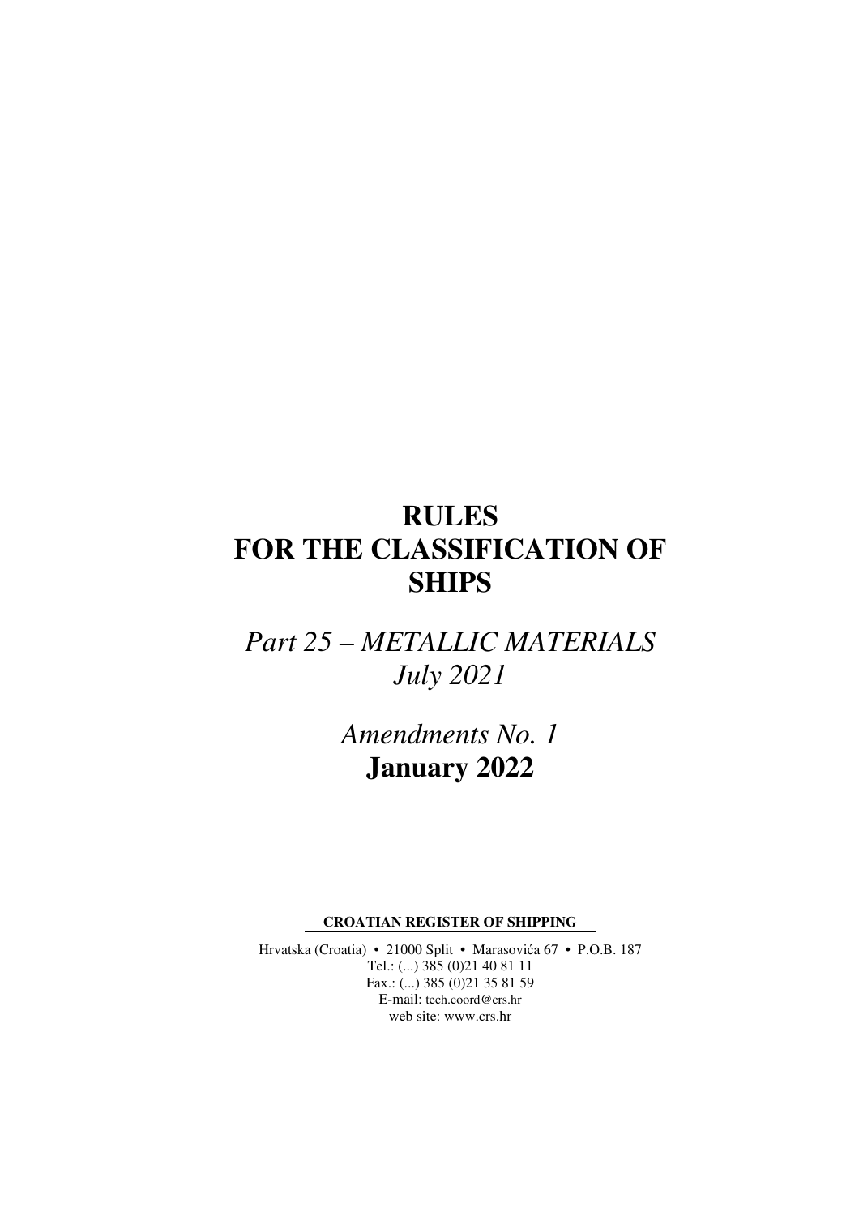# RULES
# FOR THE CLASSIFICATION OF SHIPS

## *Part 25 – METALLIC MATERIALS*
## *July 2021*

## *Amendments No. 1*
## **January 2022**

**CROATIAN REGISTER OF SHIPPING**

Hrvatska (Croatia) • 21000 Split • Marasovića 67 • P.O.B. 187
Tel.: (...) 385 (0)21 40 81 11
Fax.: (...) 385 (0)21 35 81 59
E-mail: tech.coord@crs.hr
web site: www.crs.hr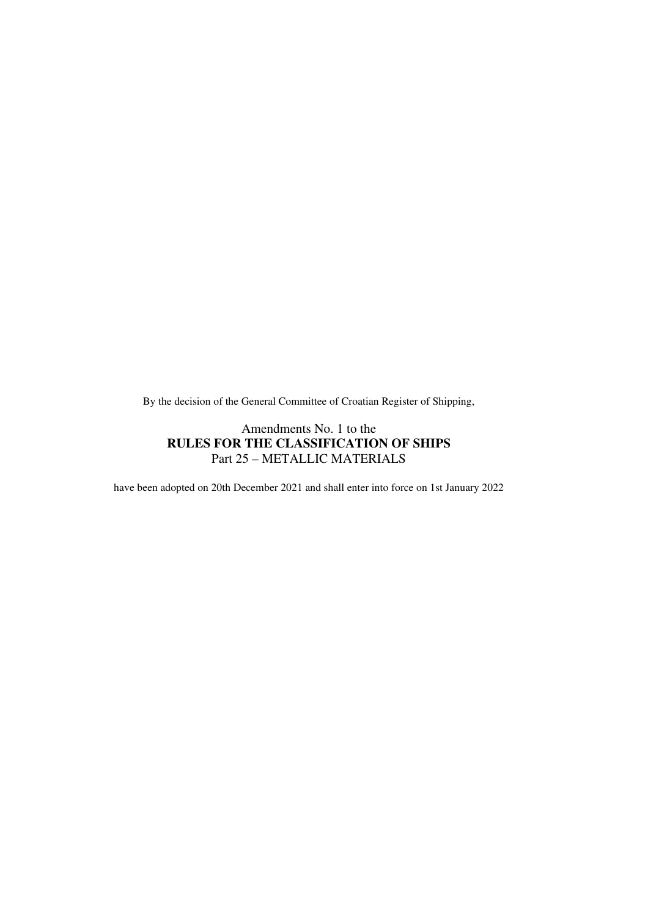By the decision of the General Committee of Croatian Register of Shipping,

Amendments No. 1 to the
**RULES FOR THE CLASSIFICATION OF SHIPS**
Part 25 – METALLIC MATERIALS

have been adopted on 20th December 2021 and shall enter into force on 1st January 2022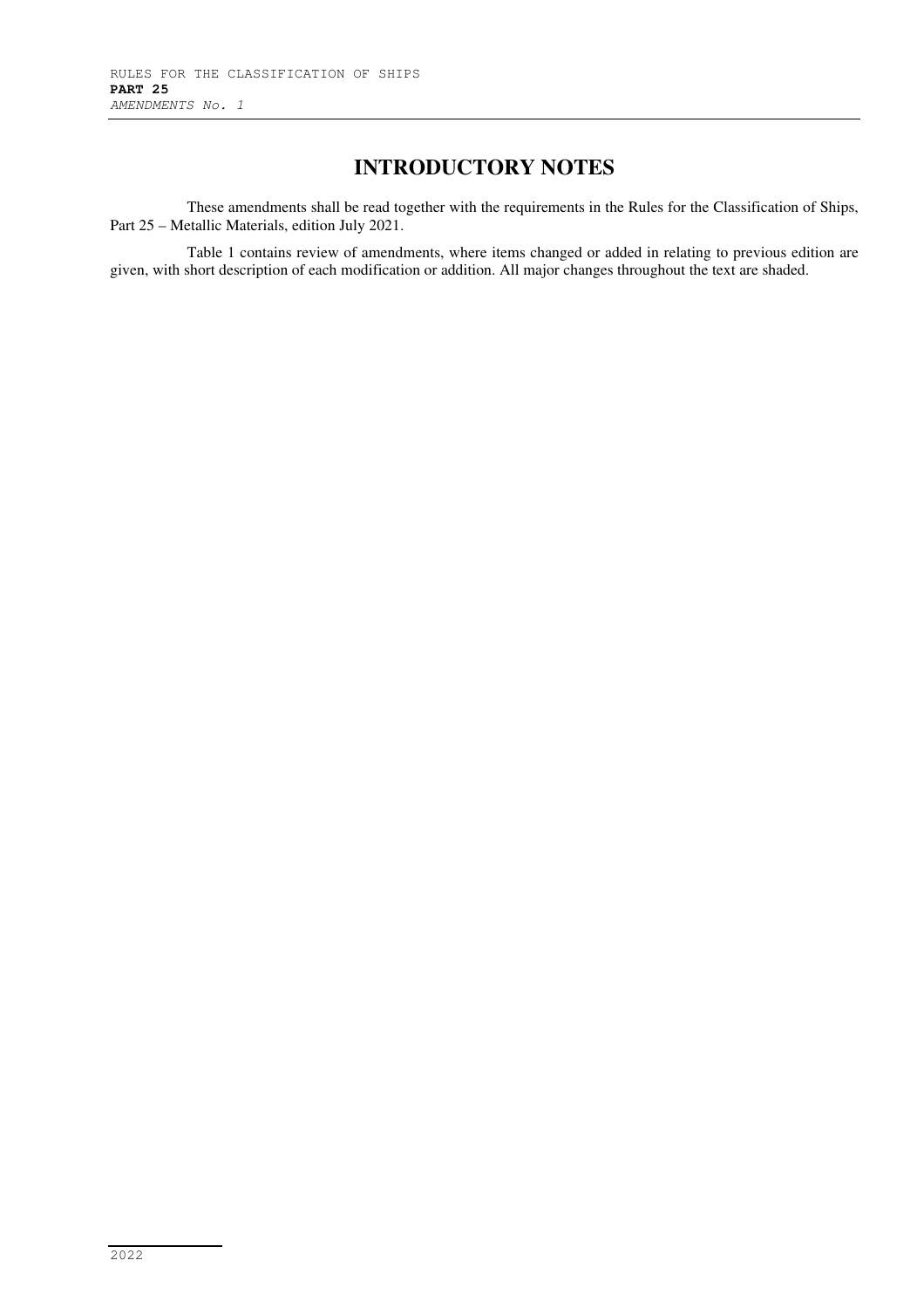# INTRODUCTORY NOTES

These amendments shall be read together with the requirements in the Rules for the Classification of Ships, Part 25 – Metallic Materials, edition July 2021.

Table 1 contains review of amendments, where items changed or added in relating to previous edition are given, with short description of each modification or addition. All major changes throughout the text are shaded.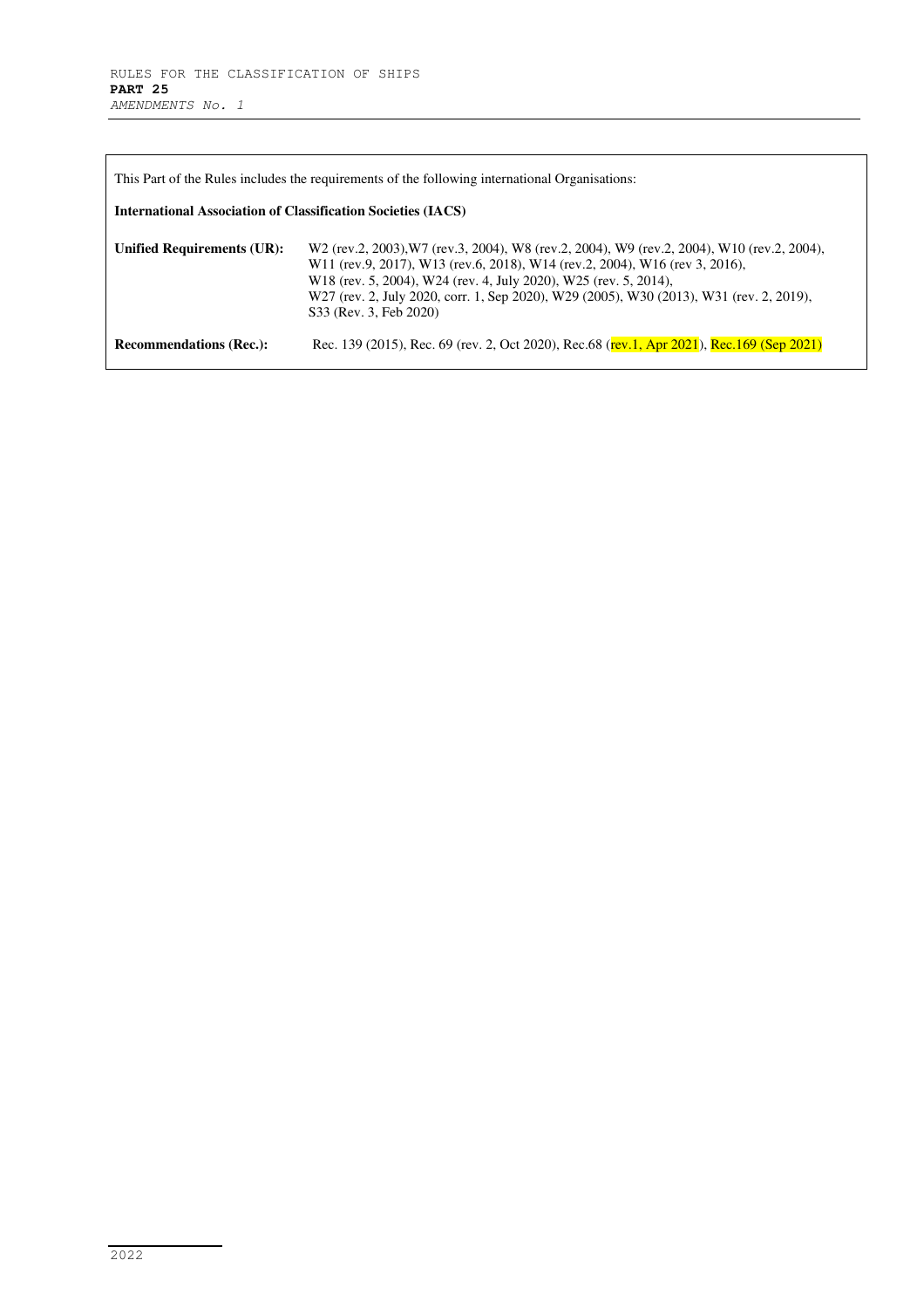This Part of the Rules includes the requirements of the following international Organisations:

**International Association of Classification Societies (IACS)**

| | |
|---|---|
| **Unified Requirements (UR):** | W2 (rev.2, 2003),W7 (rev.3, 2004), W8 (rev.2, 2004), W9 (rev.2, 2004), W10 (rev.2, 2004), W11 (rev.9, 2017), W13 (rev.6, 2018), W14 (rev.2, 2004), W16 (rev 3, 2016), W18 (rev. 5, 2004), W24 (rev. 4, July 2020), W25 (rev. 5, 2014), W27 (rev. 2, July 2020, corr. 1, Sep 2020), W29 (2005), W30 (2013), W31 (rev. 2, 2019), S33 (Rev. 3, Feb 2020) |
| **Recommendations (Rec.):** | Rec. 139 (2015), Rec. 69 (rev. 2, Oct 2020), Rec.68 (rev.1, Apr 2021), Rec.169 (Sep 2021) |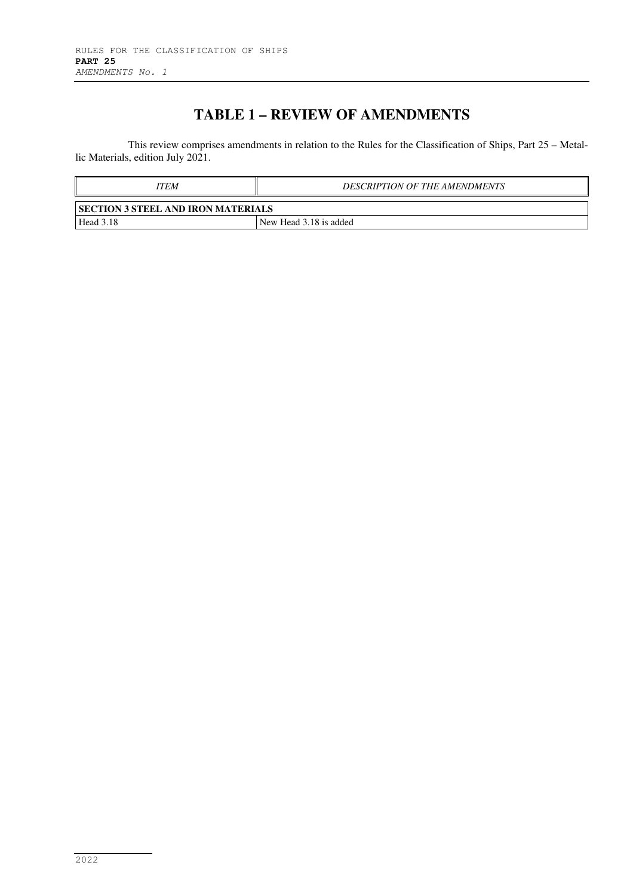# TABLE 1 – REVIEW OF AMENDMENTS

This review comprises amendments in relation to the Rules for the Classification of Ships, Part 25 – Metallic Materials, edition July 2021.

| *ITEM* | *DESCRIPTION OF THE AMENDMENTS* |
|---|---|
| **SECTION 3 STEEL AND IRON MATERIALS** | |
| Head 3.18 | New Head 3.18 is added |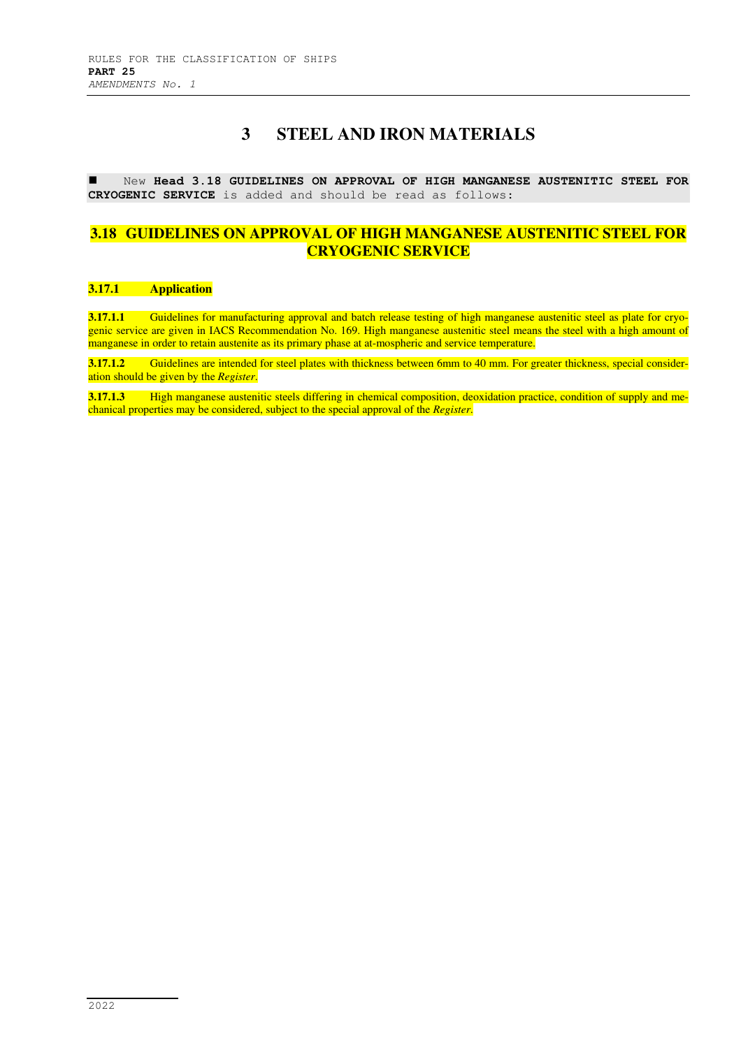# 3 STEEL AND IRON MATERIALS

■ New **Head 3.18 GUIDELINES ON APPROVAL OF HIGH MANGANESE AUSTENITIC STEEL FOR CRYOGENIC SERVICE** is added and should be read as follows:

## 3.18 GUIDELINES ON APPROVAL OF HIGH MANGANESE AUSTENITIC STEEL FOR CRYOGENIC SERVICE

### 3.17.1 Application

**3.17.1.1** Guidelines for manufacturing approval and batch release testing of high manganese austenitic steel as plate for cryogenic service are given in IACS Recommendation No. 169. High manganese austenitic steel means the steel with a high amount of manganese in order to retain austenite as its primary phase at at-mospheric and service temperature.

**3.17.1.2** Guidelines are intended for steel plates with thickness between 6mm to 40 mm. For greater thickness, special consideration should be given by the *Register*.

**3.17.1.3** High manganese austenitic steels differing in chemical composition, deoxidation practice, condition of supply and mechanical properties may be considered, subject to the special approval of the *Register*.